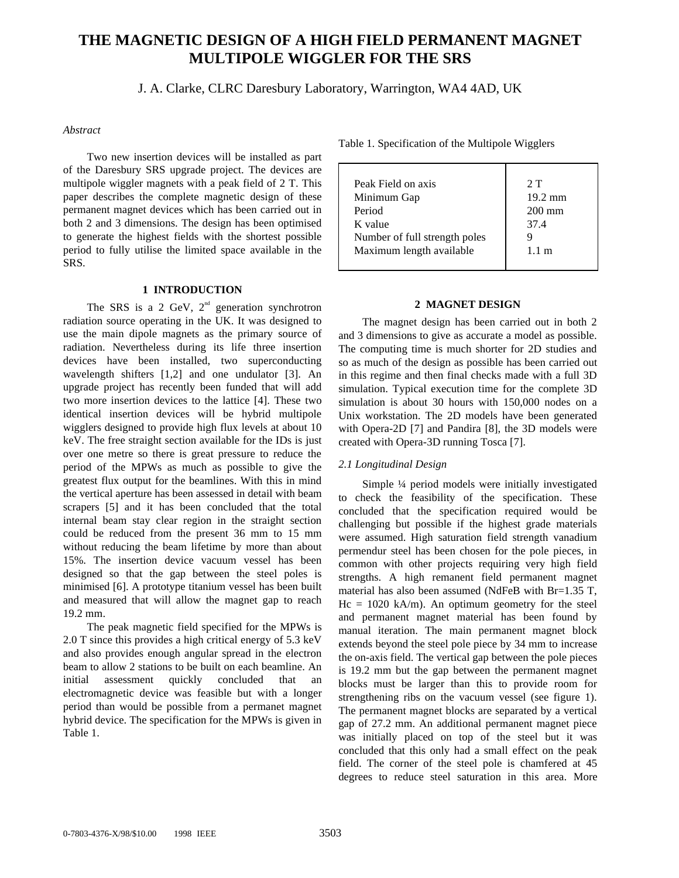# THE MAGNETIC DESIGN OF A HIGH FIELD PERMANENT MAGNET MULTIPOLE WIGGLER FOR THE SRS

J. A. Clarke, CLRC Daresbury Laboratory, Warrington, WA4 4AD, UK

*Abstract*

Two new insertion devices will be installed as part of the Daresbury SRS upgrade project. The devices are multipole wiggler magnets with a peak field of 2 T. This paper describes the complete magnetic design of these permanent magnet devices which has been carried out in both 2 and 3 dimensions. The design has been optimised to generate the highest fields with the shortest possible period to fully utilise the limited space available in the SRS.

## 1 INTRODUCTION

The SRS is a 2 GeV, 2[nd] generation synchrotron radiation source operating in the UK. It was designed to use the main dipole magnets as the primary source of radiation. Nevertheless during its life three insertion devices have been installed, two superconducting wavelength shifters [1,2] and one undulator [3]. An upgrade project has recently been funded that will add two more insertion devices to the lattice [4]. These two identical insertion devices will be hybrid multipole wigglers designed to provide high flux levels at about 10 keV. The free straight section available for the IDs is just over one metre so there is great pressure to reduce the period of the MPWs as much as possible to give the greatest flux output for the beamlines. With this in mind the vertical aperture has been assessed in detail with beam scrapers [5] and it has been concluded that the total internal beam stay clear region in the straight section could be reduced from the present 36 mm to 15 mm without reducing the beam lifetime by more than about 15%. The insertion device vacuum vessel has been designed so that the gap between the steel poles is minimised [6]. A prototype titanium vessel has been built and measured that will allow the magnet gap to reach 19.2 mm.

The peak magnetic field specified for the MPWs is 2.0 T since this provides a high critical energy of 5.3 keV and also provides enough angular spread in the electron beam to allow 2 stations to be built on each beamline. An initial assessment quickly concluded that an electromagnetic device was feasible but with a longer period than would be possible from a permanet magnet hybrid device. The specification for the MPWs is given in Table 1.

Table 1. Specification of the Multipole Wigglers

| Parameter | Value |
|---|---|
| Peak Field on axis | 2 T |
| Minimum Gap | 19.2 mm |
| Period | 200 mm |
| K value | 37.4 |
| Number of full strength poles | 9 |
| Maximum length available | 1.1 m |

## 2 MAGNET DESIGN

The magnet design has been carried out in both 2 and 3 dimensions to give as accurate a model as possible. The computing time is much shorter for 2D studies and so as much of the design as possible has been carried out in this regime and then final checks made with a full 3D simulation. Typical execution time for the complete 3D simulation is about 30 hours with 150,000 nodes on a Unix workstation. The 2D models have been generated with Opera-2D [7] and Pandira [8], the 3D models were created with Opera-3D running Tosca [7].

### *2.1 Longitudinal Design*

Simple ¼ period models were initially investigated to check the feasibility of the specification. These concluded that the specification required would be challenging but possible if the highest grade materials were assumed. High saturation field strength vanadium permendur steel has been chosen for the pole pieces, in common with other projects requiring very high field strengths. A high remanent field permanent magnet material has also been assumed (NdFeB with Br=1.35 T, Hc = 1020 kA/m). An optimum geometry for the steel and permanent magnet material has been found by manual iteration. The main permanent magnet block extends beyond the steel pole piece by 34 mm to increase the on-axis field. The vertical gap between the pole pieces is 19.2 mm but the gap between the permanent magnet blocks must be larger than this to provide room for strengthening ribs on the vacuum vessel (see figure 1). The permanent magnet blocks are separated by a vertical gap of 27.2 mm. An additional permanent magnet piece was initially placed on top of the steel but it was concluded that this only had a small effect on the peak field. The corner of the steel pole is chamfered at 45 degrees to reduce steel saturation in this area. More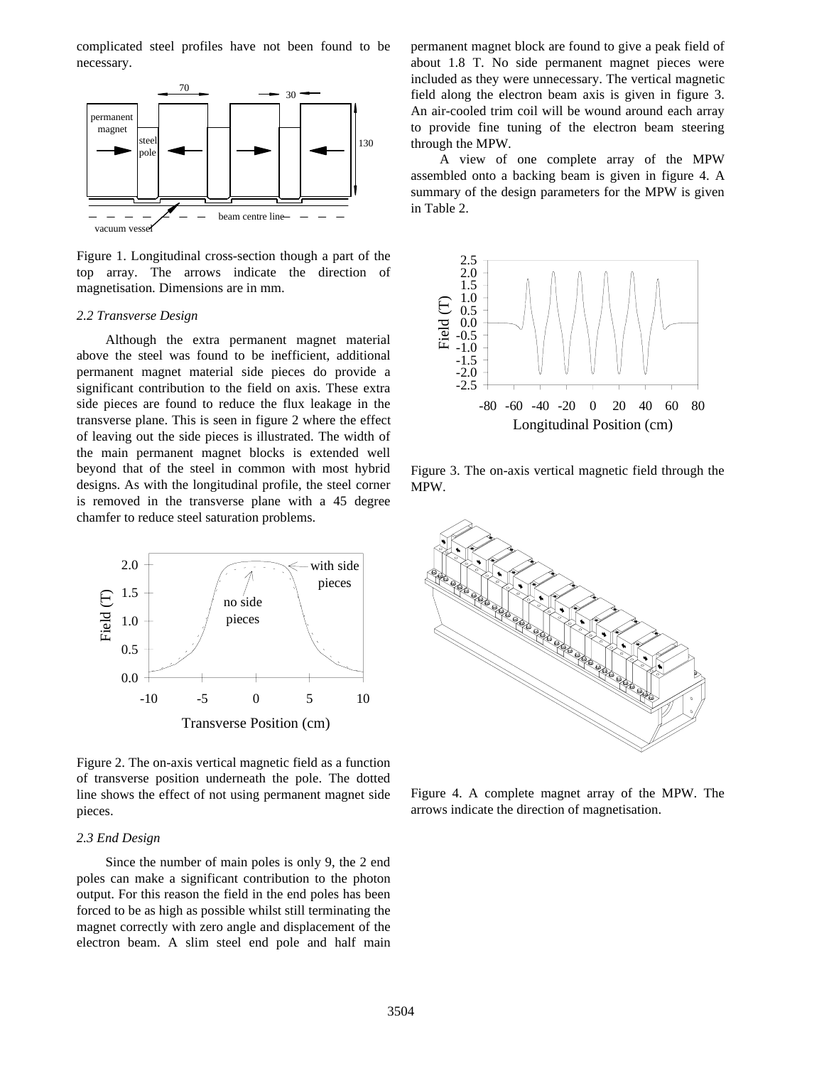complicated steel profiles have not been found to be necessary.

Figure 1. Longitudinal cross-section though a part of the top array. The arrows indicate the direction of magnetisation. Dimensions are in mm.

*2.2 Transverse Design*

Although the extra permanent magnet material above the steel was found to be inefficient, additional permanent magnet material side pieces do provide a significant contribution to the field on axis. These extra side pieces are found to reduce the flux leakage in the transverse plane. This is seen in figure 2 where the effect of leaving out the side pieces is illustrated. The width of the main permanent magnet blocks is extended well beyond that of the steel in common with most hybrid designs. As with the longitudinal profile, the steel corner is removed in the transverse plane with a 45 degree chamfer to reduce steel saturation problems.

Figure 2. The on-axis vertical magnetic field as a function of transverse position underneath the pole. The dotted line shows the effect of not using permanent magnet side pieces.

*2.3 End Design*

Since the number of main poles is only 9, the 2 end poles can make a significant contribution to the photon output. For this reason the field in the end poles has been forced to be as high as possible whilst still terminating the magnet correctly with zero angle and displacement of the electron beam. A slim steel end pole and half main permanent magnet block are found to give a peak field of about 1.8 T. No side permanent magnet pieces were included as they were unnecessary. The vertical magnetic field along the electron beam axis is given in figure 3. An air-cooled trim coil will be wound around each array to provide fine tuning of the electron beam steering through the MPW.

A view of one complete array of the MPW assembled onto a backing beam is given in figure 4. A summary of the design parameters for the MPW is given in Table 2.

Figure 3. The on-axis vertical magnetic field through the MPW.

Figure 4. A complete magnet array of the MPW. The arrows indicate the direction of magnetisation.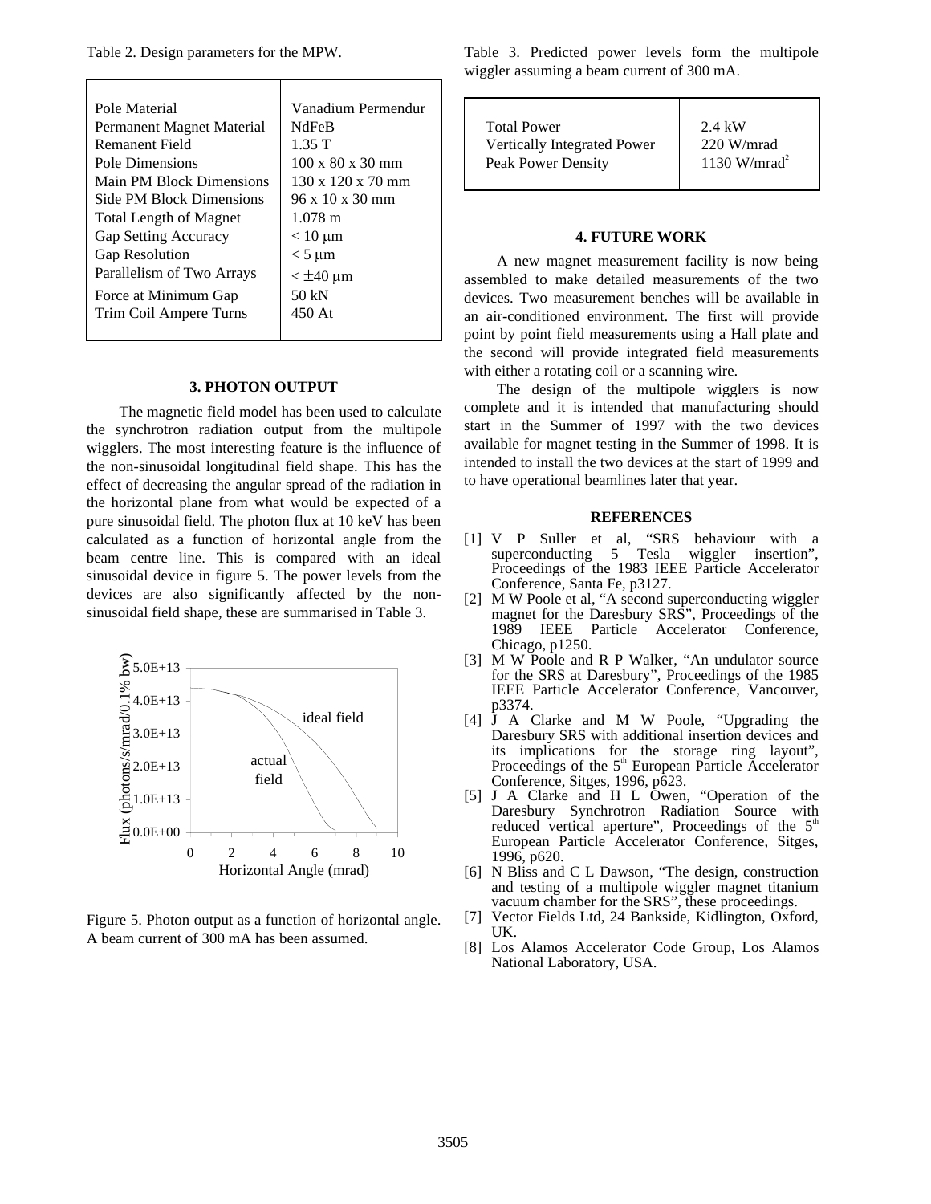Table 2. Design parameters for the MPW.

| | |
|---|---|
| Pole Material | Vanadium Permendur |
| Permanent Magnet Material | NdFeB |
| Remanent Field | 1.35 T |
| Pole Dimensions | 100 x 80 x 30 mm |
| Main PM Block Dimensions | 130 x 120 x 70 mm |
| Side PM Block Dimensions | 96 x 10 x 30 mm |
| Total Length of Magnet | 1.078 m |
| Gap Setting Accuracy | < 10 μm |
| Gap Resolution | < 5 μm |
| Parallelism of Two Arrays | < ±40 μm |
| Force at Minimum Gap | 50 kN |
| Trim Coil Ampere Turns | 450 At |

### 3. PHOTON OUTPUT

The magnetic field model has been used to calculate the synchrotron radiation output from the multipole wigglers. The most interesting feature is the influence of the non-sinusoidal longitudinal field shape. This has the effect of decreasing the angular spread of the radiation in the horizontal plane from what would be expected of a pure sinusoidal field. The photon flux at 10 keV has been calculated as a function of horizontal angle from the beam centre line. This is compared with an ideal sinusoidal device in figure 5. The power levels from the devices are also significantly affected by the non-sinusoidal field shape, these are summarised in Table 3.

Flux (photons/s/mrad/0.1% bw)
5.0E+13
4.0E+13
3.0E+13
2.0E+13
1.0E+13
0.0E+00
0 2 4 6 8 10
Horizontal Angle (mrad)
ideal field
actual field

Figure 5. Photon output as a function of horizontal angle. A beam current of 300 mA has been assumed.

Table 3. Predicted power levels form the multipole wiggler assuming a beam current of 300 mA.

| | |
|---|---|
| Total Power | 2.4 kW |
| Vertically Integrated Power | 220 W/mrad |
| Peak Power Density | 1130 W/mrad$^2$ |

### 4. FUTURE WORK

A new magnet measurement facility is now being assembled to make detailed measurements of the two devices. Two measurement benches will be available in an air-conditioned environment. The first will provide point by point field measurements using a Hall plate and the second will provide integrated field measurements with either a rotating coil or a scanning wire.

The design of the multipole wigglers is now complete and it is intended that manufacturing should start in the Summer of 1997 with the two devices available for magnet testing in the Summer of 1998. It is intended to install the two devices at the start of 1999 and to have operational beamlines later that year.

### REFERENCES

[1] V P Suller et al, "SRS behaviour with a superconducting 5 Tesla wiggler insertion", Proceedings of the 1983 IEEE Particle Accelerator Conference, Santa Fe, p3127.

[2] M W Poole et al, "A second superconducting wiggler magnet for the Daresbury SRS", Proceedings of the 1989 IEEE Particle Accelerator Conference, Chicago, p1250.

[3] M W Poole and R P Walker, "An undulator source for the SRS at Daresbury", Proceedings of the 1985 IEEE Particle Accelerator Conference, Vancouver, p3374.

[4] J A Clarke and M W Poole, "Upgrading the Daresbury SRS with additional insertion devices and its implications for the storage ring layout", Proceedings of the 5th European Particle Accelerator Conference, Sitges, 1996, p623.

[5] J A Clarke and H L Owen, "Operation of the Daresbury Synchrotron Radiation Source with reduced vertical aperture", Proceedings of the 5th European Particle Accelerator Conference, Sitges, 1996, p620.

[6] N Bliss and C L Dawson, "The design, construction and testing of a multipole wiggler magnet titanium vacuum chamber for the SRS", these proceedings.

[7] Vector Fields Ltd, 24 Bankside, Kidlington, Oxford, UK.

[8] Los Alamos Accelerator Code Group, Los Alamos National Laboratory, USA.